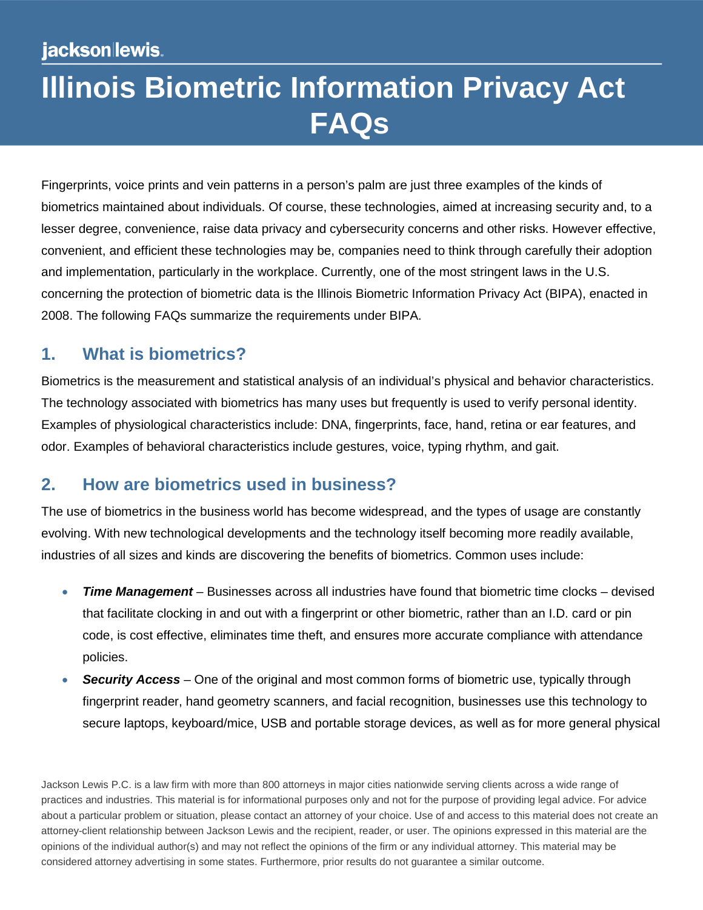jackson|lewis

# Illinois Biometric Information Privacy Act FAQs

Fingerprints, voice prints and vein patterns in a person's palm are just three examples of the kinds of biometrics maintained about individuals. Of course, these technologies, aimed at increasing security and, to a lesser degree, convenience, raise data privacy and cybersecurity concerns and other risks. However effective, convenient, and efficient these technologies may be, companies need to think through carefully their adoption and implementation, particularly in the workplace. Currently, one of the most stringent laws in the U.S. concerning the protection of biometric data is the Illinois Biometric Information Privacy Act (BIPA), enacted in 2008. The following FAQs summarize the requirements under BIPA.

## 1. What is biometrics?

Biometrics is the measurement and statistical analysis of an individual's physical and behavior characteristics. The technology associated with biometrics has many uses but frequently is used to verify personal identity. Examples of physiological characteristics include: DNA, fingerprints, face, hand, retina or ear features, and odor. Examples of behavioral characteristics include gestures, voice, typing rhythm, and gait.

## 2. How are biometrics used in business?

The use of biometrics in the business world has become widespread, and the types of usage are constantly evolving. With new technological developments and the technology itself becoming more readily available, industries of all sizes and kinds are discovering the benefits of biometrics. Common uses include:

- ***Time Management*** – Businesses across all industries have found that biometric time clocks – devised that facilitate clocking in and out with a fingerprint or other biometric, rather than an I.D. card or pin code, is cost effective, eliminates time theft, and ensures more accurate compliance with attendance policies.
- ***Security Access*** – One of the original and most common forms of biometric use, typically through fingerprint reader, hand geometry scanners, and facial recognition, businesses use this technology to secure laptops, keyboard/mice, USB and portable storage devices, as well as for more general physical

Jackson Lewis P.C. is a law firm with more than 800 attorneys in major cities nationwide serving clients across a wide range of practices and industries. This material is for informational purposes only and not for the purpose of providing legal advice. For advice about a particular problem or situation, please contact an attorney of your choice. Use of and access to this material does not create an attorney-client relationship between Jackson Lewis and the recipient, reader, or user. The opinions expressed in this material are the opinions of the individual author(s) and may not reflect the opinions of the firm or any individual attorney. This material may be considered attorney advertising in some states. Furthermore, prior results do not guarantee a similar outcome.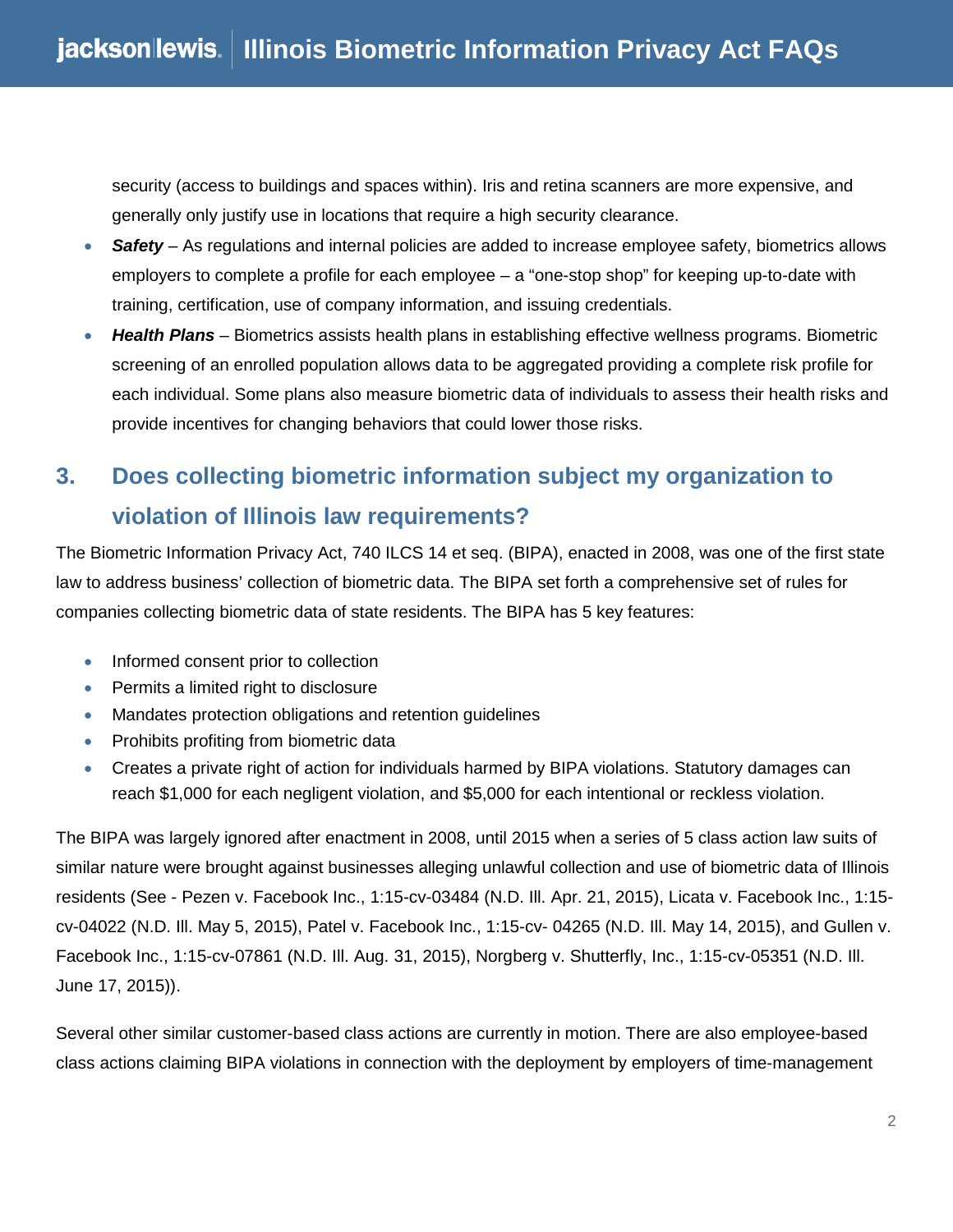security (access to buildings and spaces within). Iris and retina scanners are more expensive, and generally only justify use in locations that require a high security clearance.

- ***Safety*** – As regulations and internal policies are added to increase employee safety, biometrics allows employers to complete a profile for each employee – a "one-stop shop" for keeping up-to-date with training, certification, use of company information, and issuing credentials.
- ***Health Plans*** – Biometrics assists health plans in establishing effective wellness programs. Biometric screening of an enrolled population allows data to be aggregated providing a complete risk profile for each individual. Some plans also measure biometric data of individuals to assess their health risks and provide incentives for changing behaviors that could lower those risks.

## 3. Does collecting biometric information subject my organization to violation of Illinois law requirements?

The Biometric Information Privacy Act, 740 ILCS 14 et seq. (BIPA), enacted in 2008, was one of the first state law to address business' collection of biometric data. The BIPA set forth a comprehensive set of rules for companies collecting biometric data of state residents. The BIPA has 5 key features:

- Informed consent prior to collection
- Permits a limited right to disclosure
- Mandates protection obligations and retention guidelines
- Prohibits profiting from biometric data
- Creates a private right of action for individuals harmed by BIPA violations. Statutory damages can reach $1,000 for each negligent violation, and $5,000 for each intentional or reckless violation.

The BIPA was largely ignored after enactment in 2008, until 2015 when a series of 5 class action law suits of similar nature were brought against businesses alleging unlawful collection and use of biometric data of Illinois residents (See - Pezen v. Facebook Inc., 1:15-cv-03484 (N.D. Ill. Apr. 21, 2015), Licata v. Facebook Inc., 1:15-cv-04022 (N.D. Ill. May 5, 2015), Patel v. Facebook Inc., 1:15-cv- 04265 (N.D. Ill. May 14, 2015), and Gullen v. Facebook Inc., 1:15-cv-07861 (N.D. Ill. Aug. 31, 2015), Norgberg v. Shutterfly, Inc., 1:15-cv-05351 (N.D. Ill. June 17, 2015)).

Several other similar customer-based class actions are currently in motion. There are also employee-based class actions claiming BIPA violations in connection with the deployment by employers of time-management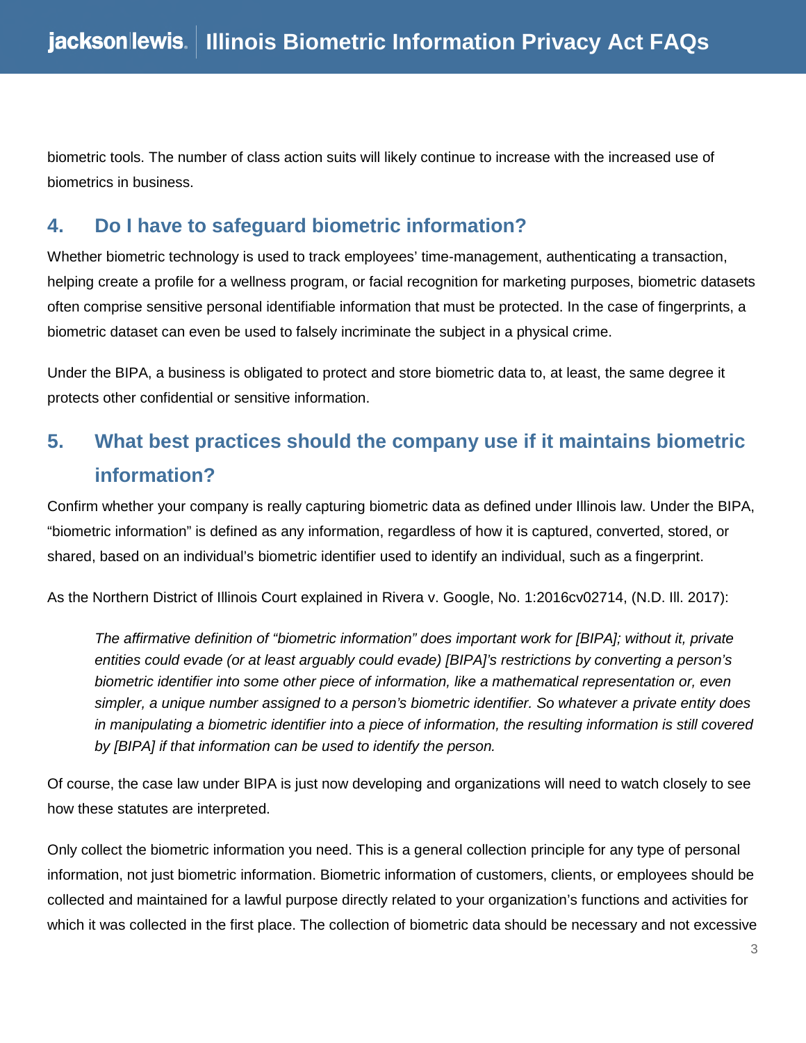biometric tools. The number of class action suits will likely continue to increase with the increased use of biometrics in business.

## 4. Do I have to safeguard biometric information?

Whether biometric technology is used to track employees' time-management, authenticating a transaction, helping create a profile for a wellness program, or facial recognition for marketing purposes, biometric datasets often comprise sensitive personal identifiable information that must be protected. In the case of fingerprints, a biometric dataset can even be used to falsely incriminate the subject in a physical crime.

Under the BIPA, a business is obligated to protect and store biometric data to, at least, the same degree it protects other confidential or sensitive information.

## 5. What best practices should the company use if it maintains biometric information?

Confirm whether your company is really capturing biometric data as defined under Illinois law. Under the BIPA, "biometric information" is defined as any information, regardless of how it is captured, converted, stored, or shared, based on an individual's biometric identifier used to identify an individual, such as a fingerprint.

As the Northern District of Illinois Court explained in Rivera v. Google, No. 1:2016cv02714, (N.D. Ill. 2017):

> *The affirmative definition of "biometric information" does important work for [BIPA]; without it, private entities could evade (or at least arguably could evade) [BIPA]'s restrictions by converting a person's biometric identifier into some other piece of information, like a mathematical representation or, even simpler, a unique number assigned to a person's biometric identifier. So whatever a private entity does in manipulating a biometric identifier into a piece of information, the resulting information is still covered by [BIPA] if that information can be used to identify the person.*

Of course, the case law under BIPA is just now developing and organizations will need to watch closely to see how these statutes are interpreted.

Only collect the biometric information you need. This is a general collection principle for any type of personal information, not just biometric information. Biometric information of customers, clients, or employees should be collected and maintained for a lawful purpose directly related to your organization's functions and activities for which it was collected in the first place. The collection of biometric data should be necessary and not excessive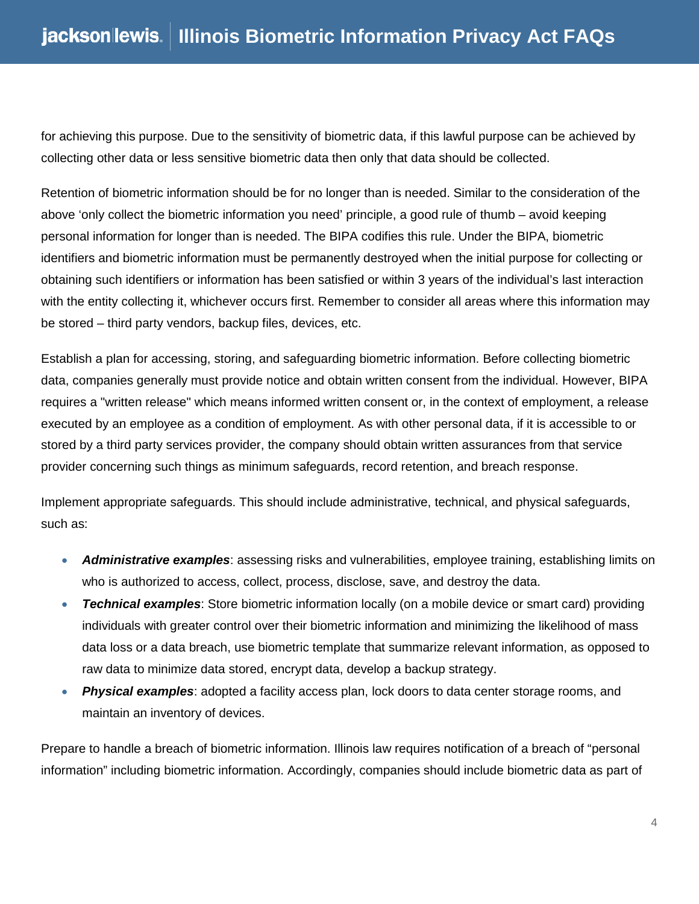for achieving this purpose. Due to the sensitivity of biometric data, if this lawful purpose can be achieved by collecting other data or less sensitive biometric data then only that data should be collected.

Retention of biometric information should be for no longer than is needed. Similar to the consideration of the above 'only collect the biometric information you need' principle, a good rule of thumb – avoid keeping personal information for longer than is needed. The BIPA codifies this rule. Under the BIPA, biometric identifiers and biometric information must be permanently destroyed when the initial purpose for collecting or obtaining such identifiers or information has been satisfied or within 3 years of the individual's last interaction with the entity collecting it, whichever occurs first. Remember to consider all areas where this information may be stored – third party vendors, backup files, devices, etc.

Establish a plan for accessing, storing, and safeguarding biometric information. Before collecting biometric data, companies generally must provide notice and obtain written consent from the individual. However, BIPA requires a "written release" which means informed written consent or, in the context of employment, a release executed by an employee as a condition of employment. As with other personal data, if it is accessible to or stored by a third party services provider, the company should obtain written assurances from that service provider concerning such things as minimum safeguards, record retention, and breach response.

Implement appropriate safeguards. This should include administrative, technical, and physical safeguards, such as:

- ***Administrative examples***: assessing risks and vulnerabilities, employee training, establishing limits on who is authorized to access, collect, process, disclose, save, and destroy the data.
- ***Technical examples***: Store biometric information locally (on a mobile device or smart card) providing individuals with greater control over their biometric information and minimizing the likelihood of mass data loss or a data breach, use biometric template that summarize relevant information, as opposed to raw data to minimize data stored, encrypt data, develop a backup strategy.
- ***Physical examples***: adopted a facility access plan, lock doors to data center storage rooms, and maintain an inventory of devices.

Prepare to handle a breach of biometric information. Illinois law requires notification of a breach of "personal information" including biometric information. Accordingly, companies should include biometric data as part of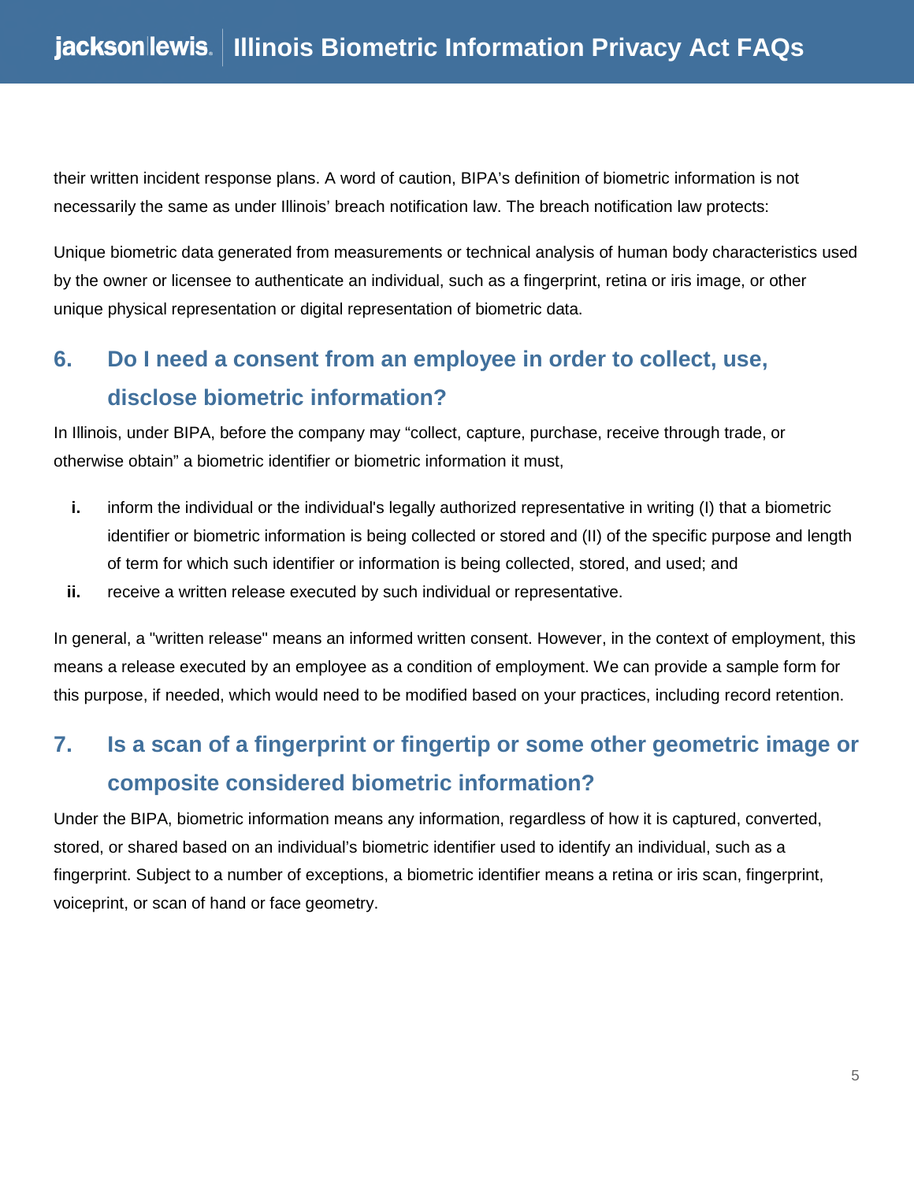their written incident response plans. A word of caution, BIPA's definition of biometric information is not necessarily the same as under Illinois' breach notification law. The breach notification law protects:

Unique biometric data generated from measurements or technical analysis of human body characteristics used by the owner or licensee to authenticate an individual, such as a fingerprint, retina or iris image, or other unique physical representation or digital representation of biometric data.

## 6. Do I need a consent from an employee in order to collect, use, disclose biometric information?

In Illinois, under BIPA, before the company may "collect, capture, purchase, receive through trade, or otherwise obtain" a biometric identifier or biometric information it must,

- **i.** inform the individual or the individual's legally authorized representative in writing (I) that a biometric identifier or biometric information is being collected or stored and (II) of the specific purpose and length of term for which such identifier or information is being collected, stored, and used; and
- **ii.** receive a written release executed by such individual or representative.

In general, a "written release" means an informed written consent. However, in the context of employment, this means a release executed by an employee as a condition of employment. We can provide a sample form for this purpose, if needed, which would need to be modified based on your practices, including record retention.

## 7. Is a scan of a fingerprint or fingertip or some other geometric image or composite considered biometric information?

Under the BIPA, biometric information means any information, regardless of how it is captured, converted, stored, or shared based on an individual's biometric identifier used to identify an individual, such as a fingerprint. Subject to a number of exceptions, a biometric identifier means a retina or iris scan, fingerprint, voiceprint, or scan of hand or face geometry.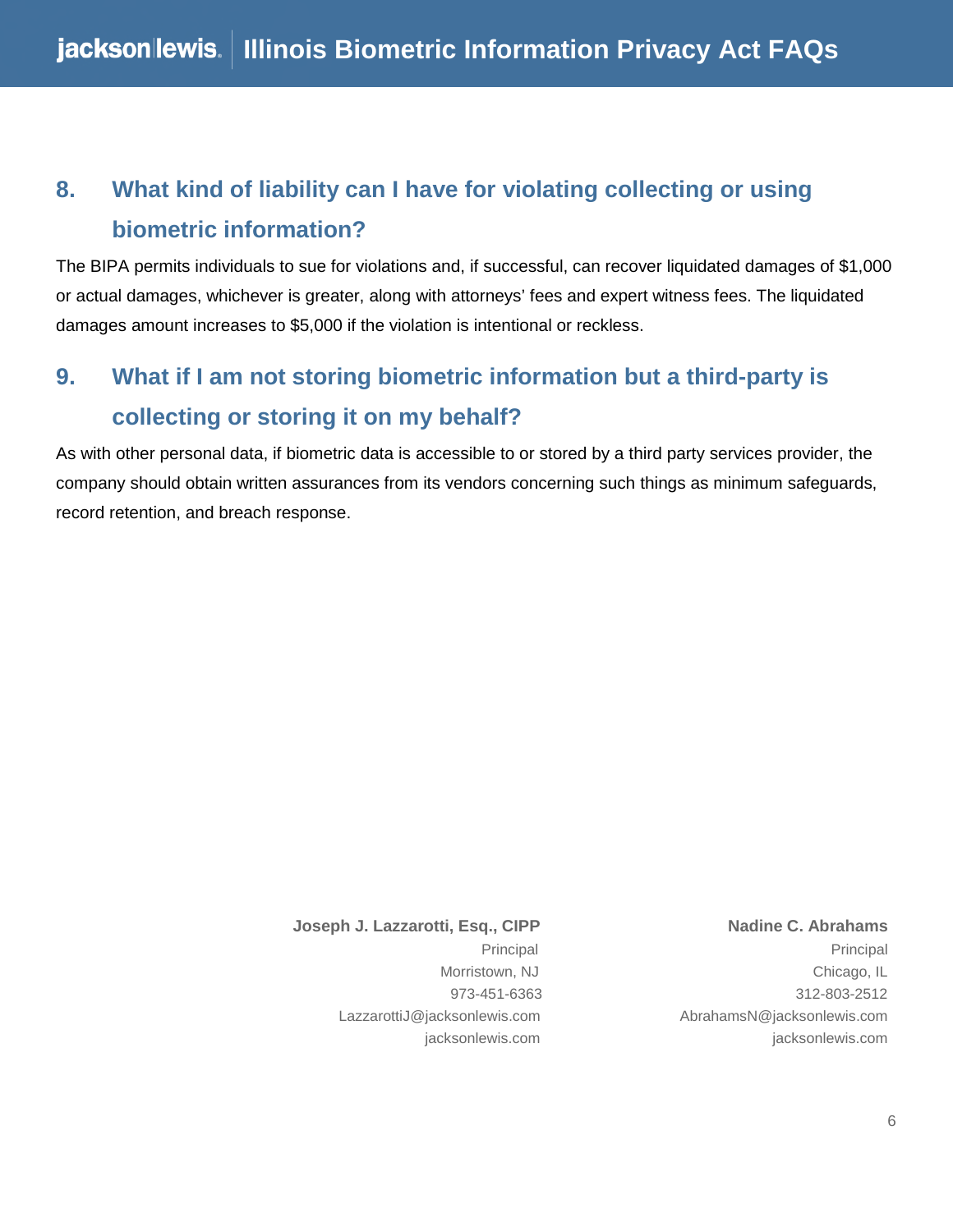## 8. What kind of liability can I have for violating collecting or using biometric information?

The BIPA permits individuals to sue for violations and, if successful, can recover liquidated damages of $1,000 or actual damages, whichever is greater, along with attorneys' fees and expert witness fees. The liquidated damages amount increases to $5,000 if the violation is intentional or reckless.

## 9. What if I am not storing biometric information but a third-party is collecting or storing it on my behalf?

As with other personal data, if biometric data is accessible to or stored by a third party services provider, the company should obtain written assurances from its vendors concerning such things as minimum safeguards, record retention, and breach response.

**Joseph J. Lazzarotti, Esq., CIPP**
Principal
Morristown, NJ
973-451-6363
LazzarottiJ@jacksonlewis.com
jacksonlewis.com

**Nadine C. Abrahams**
Principal
Chicago, IL
312-803-2512
AbrahamsN@jacksonlewis.com
jacksonlewis.com